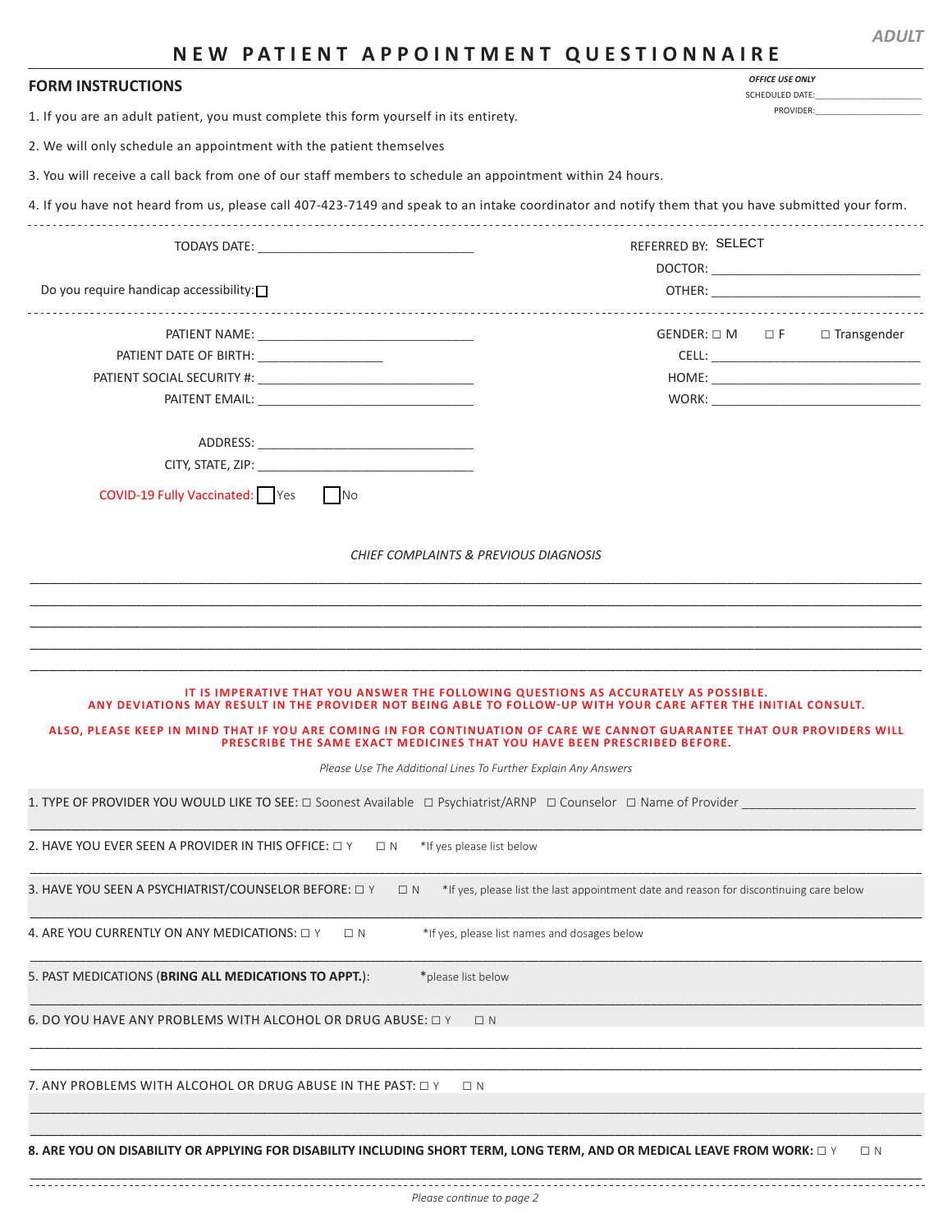ADULT

# NEW PATIENT APPOINTMENT QUESTIONNAIRE

## FORM INSTRUCTIONS

*OFFICE USE ONLY*
SCHEDULED DATE:____________________
PROVIDER:____________________

1. If you are an adult patient, you must complete this form yourself in its entirety.
2. We will only schedule an appointment with the patient themselves
3. You will receive a call back from one of our staff members to schedule an appointment within 24 hours.
4. If you have not heard from us, please call 407-423-7149 and speak to an intake coordinator and notify them that you have submitted your form.

---

TODAYS DATE: ______________________________

REFERRED BY: SELECT
DOCTOR: ______________________________
OTHER: ______________________________

Do you require handicap accessibility: ☐

---

PATIENT NAME: ______________________________
PATIENT DATE OF BIRTH: ________________
PATIENT SOCIAL SECURITY #: ______________________________
PAITENT EMAIL: ______________________________

GENDER: ☐ M ☐ F ☐ Transgender
CELL: ______________________________
HOME: ______________________________
WORK: ______________________________

ADDRESS: ______________________________
CITY, STATE, ZIP: ______________________________

COVID-19 Fully Vaccinated: ☐ Yes ☐ No

*CHIEF COMPLAINTS & PREVIOUS DIAGNOSIS*

______________________________________________________________________
______________________________________________________________________
______________________________________________________________________
______________________________________________________________________
______________________________________________________________________

**IT IS IMPERATIVE THAT YOU ANSWER THE FOLLOWING QUESTIONS AS ACCURATELY AS POSSIBLE.**
**ANY DEVIATIONS MAY RESULT IN THE PROVIDER NOT BEING ABLE TO FOLLOW-UP WITH YOUR CARE AFTER THE INITIAL CONSULT.**

**ALSO, PLEASE KEEP IN MIND THAT IF YOU ARE COMING IN FOR CONTINUATION OF CARE WE CANNOT GUARANTEE THAT OUR PROVIDERS WILL PRESCRIBE THE SAME EXACT MEDICINES THAT YOU HAVE BEEN PRESCRIBED BEFORE.**

*Please Use The Additional Lines To Further Explain Any Answers*

1. TYPE OF PROVIDER YOU WOULD LIKE TO SEE: ☐ Soonest Available ☐ Psychiatrist/ARNP ☐ Counselor ☐ Name of Provider ____________________

2. HAVE YOU EVER SEEN A PROVIDER IN THIS OFFICE: ☐ Y ☐ N *If yes please list below

______________________________________________________________________

3. HAVE YOU SEEN A PSYCHIATRIST/COUNSELOR BEFORE: ☐ Y ☐ N *If yes, please list the last appointment date and reason for discontinuing care below

______________________________________________________________________

4. ARE YOU CURRENTLY ON ANY MEDICATIONS: ☐ Y ☐ N *If yes, please list names and dosages below

______________________________________________________________________

5. PAST MEDICATIONS (**BRING ALL MEDICATIONS TO APPT.**): *please list below

______________________________________________________________________

6. DO YOU HAVE ANY PROBLEMS WITH ALCOHOL OR DRUG ABUSE: ☐ Y ☐ N

______________________________________________________________________
______________________________________________________________________

7. ANY PROBLEMS WITH ALCOHOL OR DRUG ABUSE IN THE PAST: ☐ Y ☐ N

______________________________________________________________________
______________________________________________________________________

8. **ARE YOU ON DISABILITY OR APPLYING FOR DISABILITY INCLUDING SHORT TERM, LONG TERM, AND OR MEDICAL LEAVE FROM WORK:** ☐ Y ☐ N

______________________________________________________________________

*Please continue to page 2*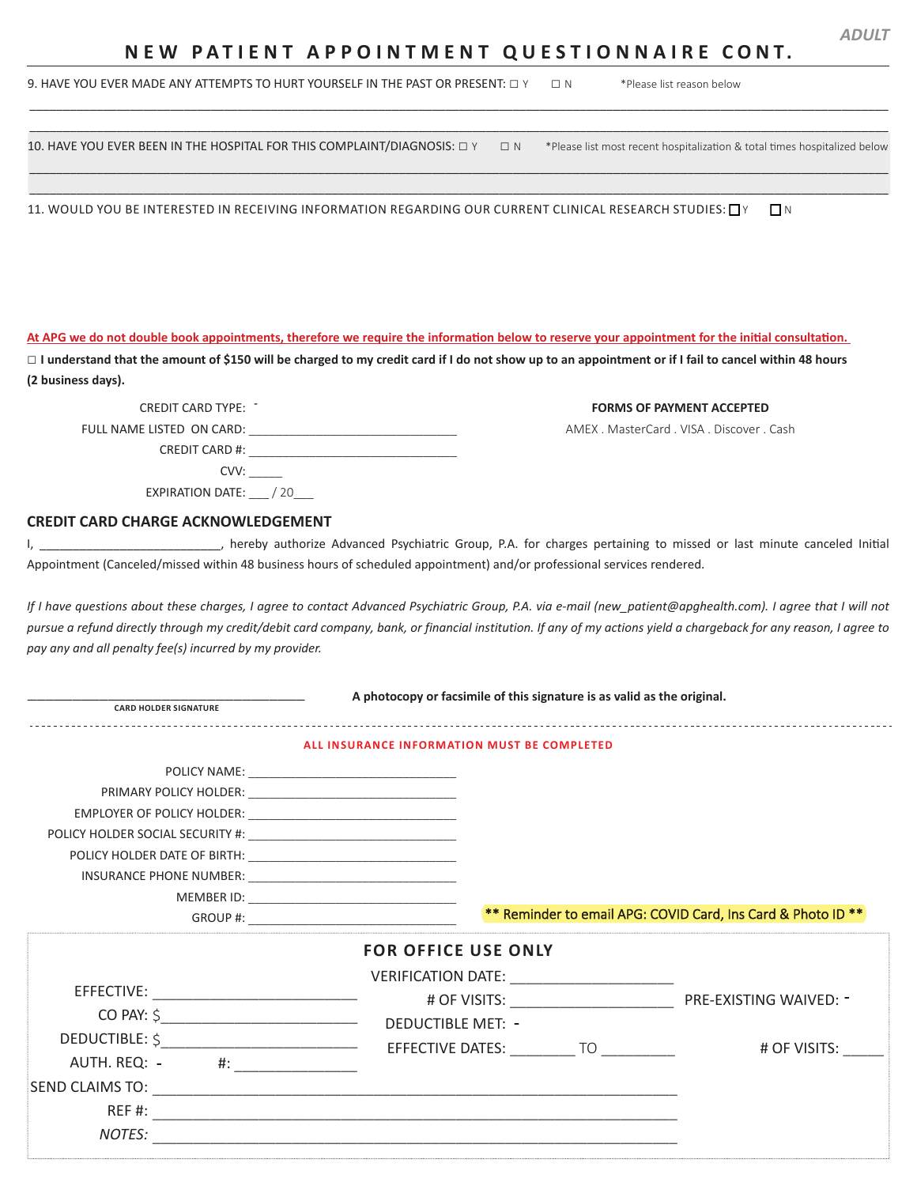ADULT

# NEW PATIENT APPOINTMENT QUESTIONNAIRE CONT.

9. HAVE YOU EVER MADE ANY ATTEMPTS TO HURT YOURSELF IN THE PAST OR PRESENT: ☐ Y ☐ N *Please list reason below

______________________________________________________________________________

______________________________________________________________________________

10. HAVE YOU EVER BEEN IN THE HOSPITAL FOR THIS COMPLAINT/DIAGNOSIS: ☐ Y ☐ N *Please list most recent hospitalization & total times hospitalized below

______________________________________________________________________________

______________________________________________________________________________

11. WOULD YOU BE INTERESTED IN RECEIVING INFORMATION REGARDING OUR CURRENT CLINICAL RESEARCH STUDIES: ☐ Y ☐ N

At APG we do not double book appointments, therefore we require the information below to reserve your appointment for the initial consultation.

☐ **I understand that the amount of $150 will be charged to my credit card if I do not show up to an appointment or if I fail to cancel within 48 hours (2 business days).**

CREDIT CARD TYPE: -

FULL NAME LISTED ON CARD: ______________________________

CREDIT CARD #: ______________________________

CVV: _____

EXPIRATION DATE: ___ / 20___

**FORMS OF PAYMENT ACCEPTED**

AMEX . MasterCard . VISA . Discover . Cash

## CREDIT CARD CHARGE ACKNOWLEDGEMENT

I, __________________________, hereby authorize Advanced Psychiatric Group, P.A. for charges pertaining to missed or last minute canceled Initial Appointment (Canceled/missed within 48 business hours of scheduled appointment) and/or professional services rendered.

*If I have questions about these charges, I agree to contact Advanced Psychiatric Group, P.A. via e-mail (new_patient@apghealth.com). I agree that I will not pursue a refund directly through my credit/debit card company, bank, or financial institution. If any of my actions yield a chargeback for any reason, I agree to pay any and all penalty fee(s) incurred by my provider.*

________________________________________
CARD HOLDER SIGNATURE

**A photocopy or facsimile of this signature is as valid as the original.**

ALL INSURANCE INFORMATION MUST BE COMPLETED

POLICY NAME: ______________________________

PRIMARY POLICY HOLDER: ______________________________

EMPLOYER OF POLICY HOLDER: ______________________________

POLICY HOLDER SOCIAL SECURITY #: ______________________________

POLICY HOLDER DATE OF BIRTH: ______________________________

INSURANCE PHONE NUMBER: ______________________________

MEMBER ID: ______________________________

GROUP #: ______________________________

** Reminder to email APG: COVID Card, Ins Card & Photo ID **

## FOR OFFICE USE ONLY

VERIFICATION DATE: ____________________

EFFECTIVE: ________________________

# OF VISITS: ____________________

PRE-EXISTING WAIVED: -

CO PAY: $________________________

DEDUCTIBLE MET: -

DEDUCTIBLE: $________________________

EFFECTIVE DATES: ________ TO _________

# OF VISITS: _____

AUTH. REQ: - #: _______________

SEND CLAIMS TO: ______________________________________________________________

REF #: ______________________________________________________________

*NOTES:* ______________________________________________________________